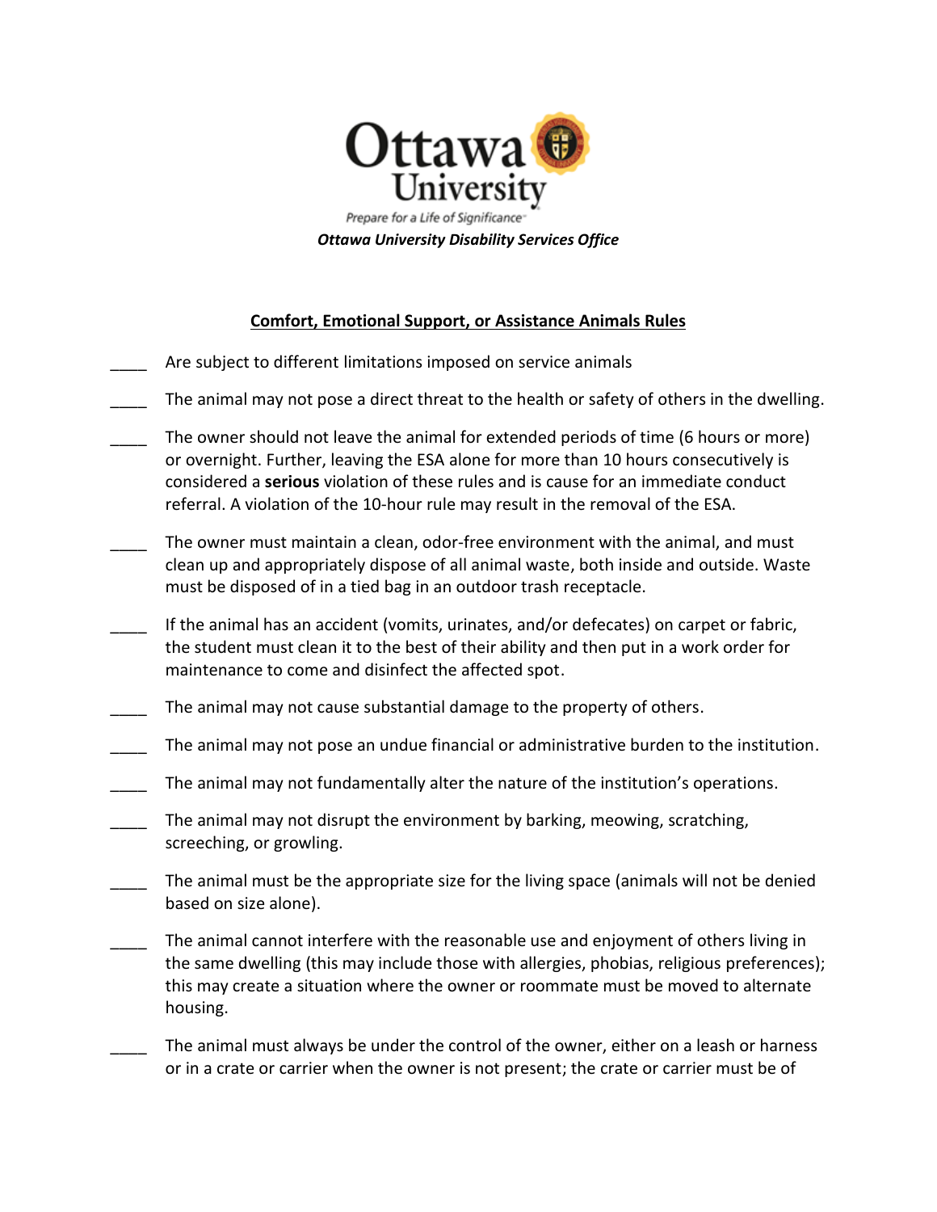**Ottawa University**

*Prepare for a Life of Significance*

***Ottawa University Disability Services Office***

## Comfort, Emotional Support, or Assistance Animals Rules

____ Are subject to different limitations imposed on service animals

____ The animal may not pose a direct threat to the health or safety of others in the dwelling.

____ The owner should not leave the animal for extended periods of time (6 hours or more) or overnight. Further, leaving the ESA alone for more than 10 hours consecutively is considered a **serious** violation of these rules and is cause for an immediate conduct referral. A violation of the 10-hour rule may result in the removal of the ESA.

____ The owner must maintain a clean, odor-free environment with the animal, and must clean up and appropriately dispose of all animal waste, both inside and outside. Waste must be disposed of in a tied bag in an outdoor trash receptacle.

____ If the animal has an accident (vomits, urinates, and/or defecates) on carpet or fabric, the student must clean it to the best of their ability and then put in a work order for maintenance to come and disinfect the affected spot.

____ The animal may not cause substantial damage to the property of others.

____ The animal may not pose an undue financial or administrative burden to the institution.

____ The animal may not fundamentally alter the nature of the institution's operations.

____ The animal may not disrupt the environment by barking, meowing, scratching, screeching, or growling.

____ The animal must be the appropriate size for the living space (animals will not be denied based on size alone).

____ The animal cannot interfere with the reasonable use and enjoyment of others living in the same dwelling (this may include those with allergies, phobias, religious preferences); this may create a situation where the owner or roommate must be moved to alternate housing.

____ The animal must always be under the control of the owner, either on a leash or harness or in a crate or carrier when the owner is not present; the crate or carrier must be of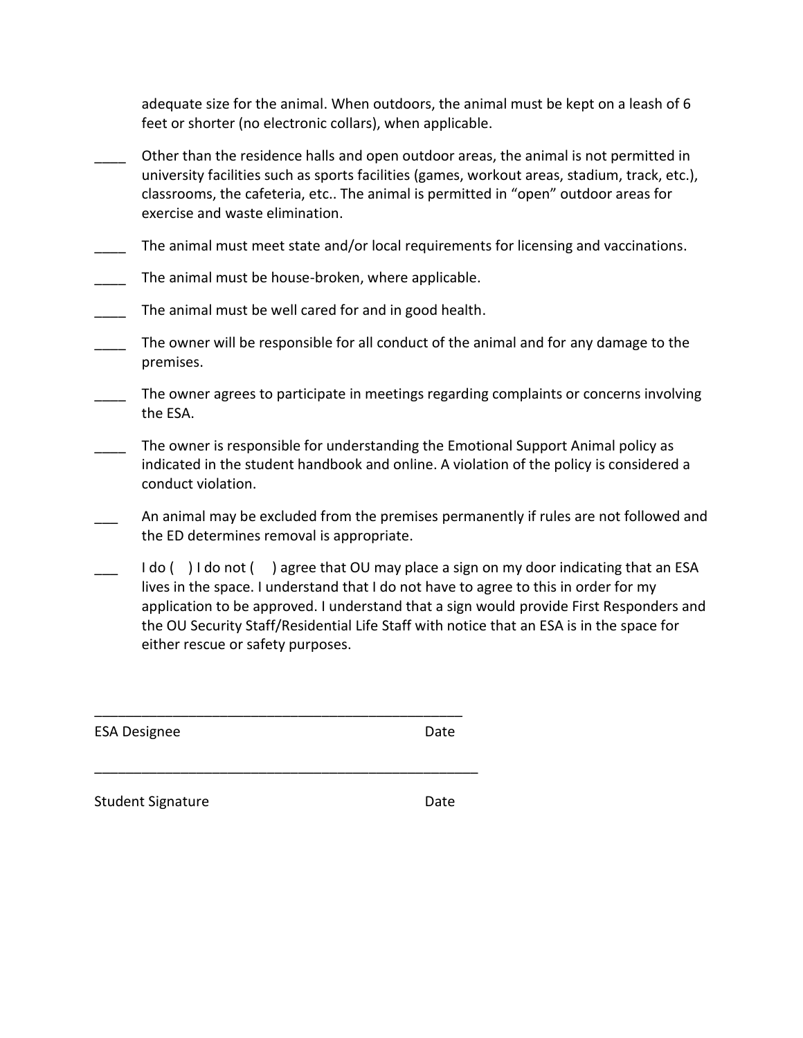adequate size for the animal. When outdoors, the animal must be kept on a leash of 6 feet or shorter (no electronic collars), when applicable.

____ Other than the residence halls and open outdoor areas, the animal is not permitted in university facilities such as sports facilities (games, workout areas, stadium, track, etc.), classrooms, the cafeteria, etc.. The animal is permitted in "open" outdoor areas for exercise and waste elimination.

____ The animal must meet state and/or local requirements for licensing and vaccinations.

____ The animal must be house-broken, where applicable.

____ The animal must be well cared for and in good health.

____ The owner will be responsible for all conduct of the animal and for any damage to the premises.

____ The owner agrees to participate in meetings regarding complaints or concerns involving the ESA.

____ The owner is responsible for understanding the Emotional Support Animal policy as indicated in the student handbook and online. A violation of the policy is considered a conduct violation.

___ An animal may be excluded from the premises permanently if rules are not followed and the ED determines removal is appropriate.

___ I do ( ) I do not ( ) agree that OU may place a sign on my door indicating that an ESA lives in the space. I understand that I do not have to agree to this in order for my application to be approved. I understand that a sign would provide First Responders and the OU Security Staff/Residential Life Staff with notice that an ESA is in the space for either rescue or safety purposes.

_______________________________________________

ESA Designee Date

_________________________________________________

Student Signature Date